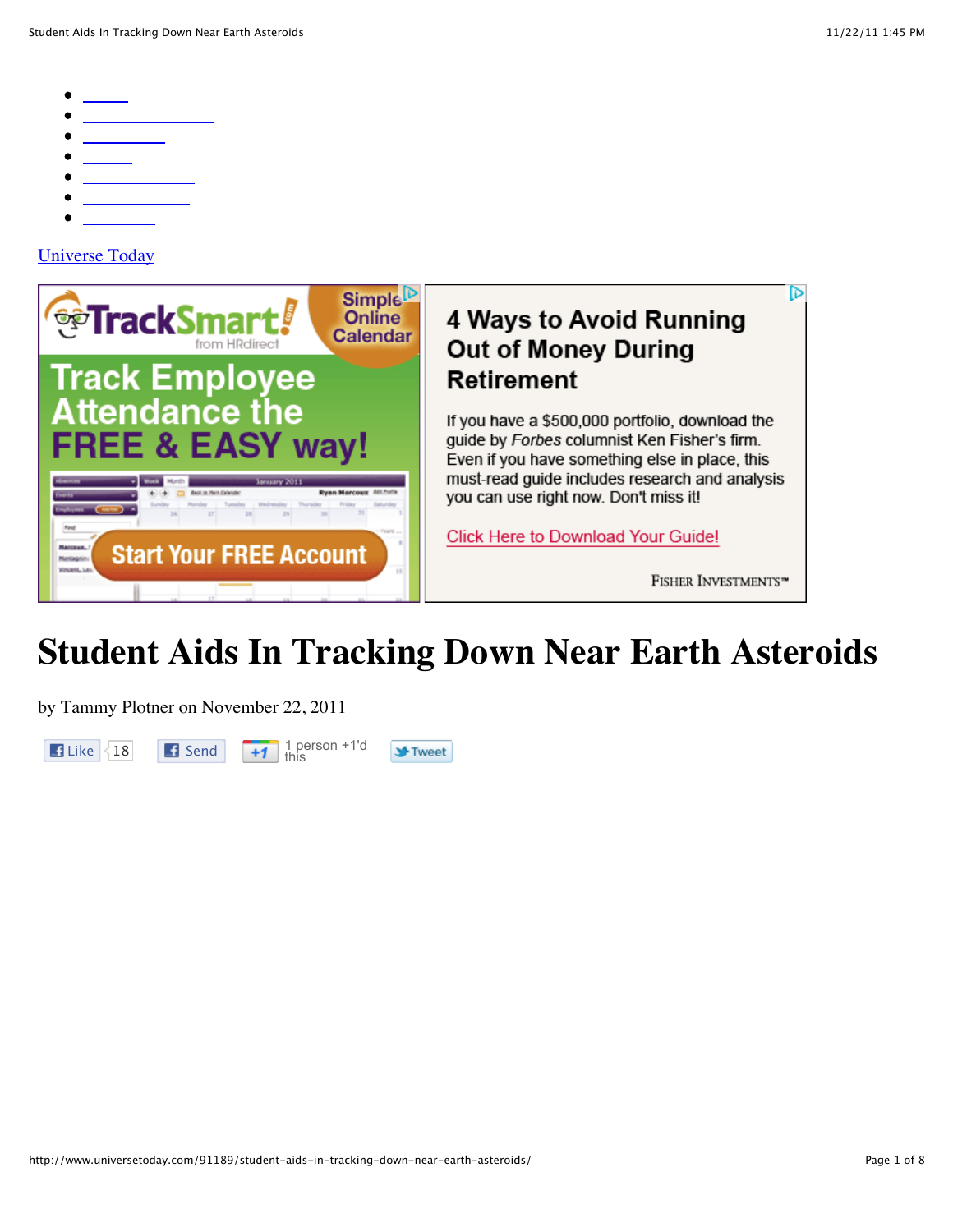[Universe Today](http://www.universetoday.com/)

4 Ways to Avoid Running Out of Money During Retirement

If you have a $500,000 portfolio, download the guide by *Forbes* columnist Ken Fisher's firm. Even if you have something else in place, this must-read guide includes research and analysis you can use right now. Don't miss it!

Click Here to Download Your Guide!

Fisher Investments™

# Student Aids In Tracking Down Near Earth Asteroids

by Tammy Plotner on November 22, 2011

Like 18 Send +1 1 person +1'd this Tweet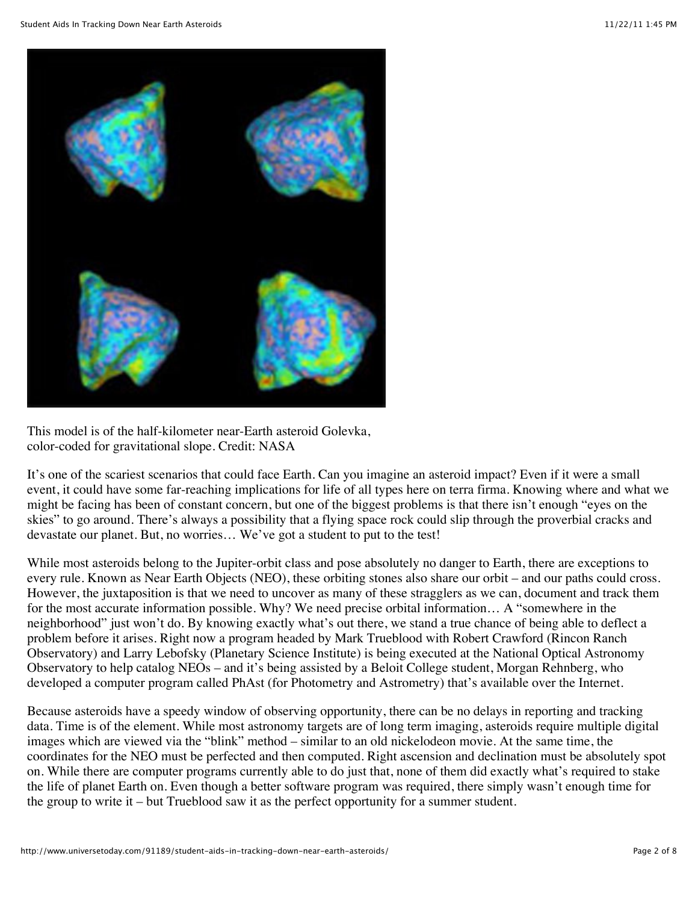This model is of the half-kilometer near-Earth asteroid Golevka, color-coded for gravitational slope. Credit: NASA

It's one of the scariest scenarios that could face Earth. Can you imagine an asteroid impact? Even if it were a small event, it could have some far-reaching implications for life of all types here on terra firma. Knowing where and what we might be facing has been of constant concern, but one of the biggest problems is that there isn't enough "eyes on the skies" to go around. There's always a possibility that a flying space rock could slip through the proverbial cracks and devastate our planet. But, no worries… We've got a student to put to the test!

While most asteroids belong to the Jupiter-orbit class and pose absolutely no danger to Earth, there are exceptions to every rule. Known as Near Earth Objects (NEO), these orbiting stones also share our orbit – and our paths could cross. However, the juxtaposition is that we need to uncover as many of these stragglers as we can, document and track them for the most accurate information possible. Why? We need precise orbital information… A "somewhere in the neighborhood" just won't do. By knowing exactly what's out there, we stand a true chance of being able to deflect a problem before it arises. Right now a program headed by Mark Trueblood with Robert Crawford (Rincon Ranch Observatory) and Larry Lebofsky (Planetary Science Institute) is being executed at the National Optical Astronomy Observatory to help catalog NEOs – and it's being assisted by a Beloit College student, Morgan Rehnberg, who developed a computer program called PhAst (for Photometry and Astrometry) that's available over the Internet.

Because asteroids have a speedy window of observing opportunity, there can be no delays in reporting and tracking data. Time is of the element. While most astronomy targets are of long term imaging, asteroids require multiple digital images which are viewed via the "blink" method – similar to an old nickelodeon movie. At the same time, the coordinates for the NEO must be perfected and then computed. Right ascension and declination must be absolutely spot on. While there are computer programs currently able to do just that, none of them did exactly what's required to stake the life of planet Earth on. Even though a better software program was required, there simply wasn't enough time for the group to write it – but Trueblood saw it as the perfect opportunity for a summer student.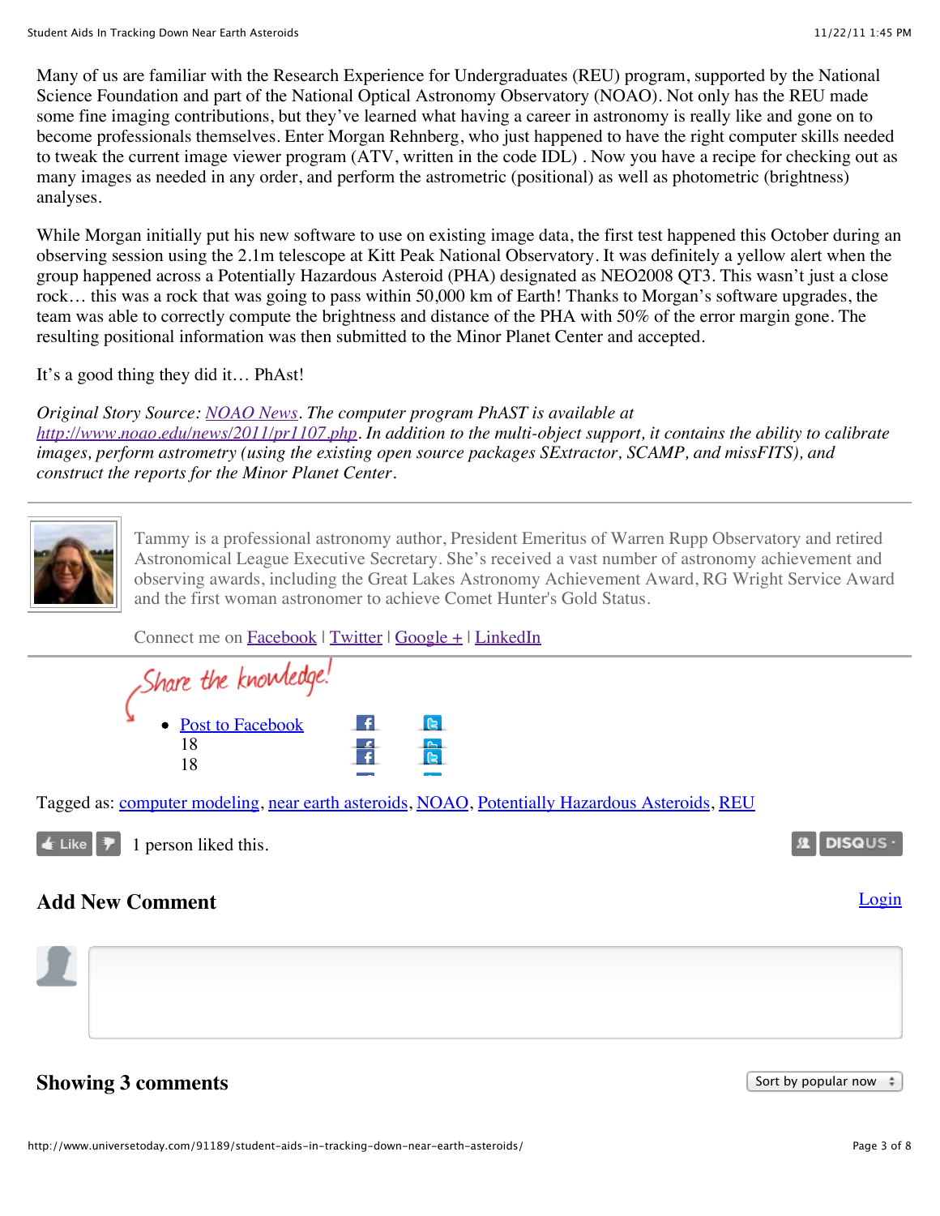Many of us are familiar with the Research Experience for Undergraduates (REU) program, supported by the National Science Foundation and part of the National Optical Astronomy Observatory (NOAO). Not only has the REU made some fine imaging contributions, but they've learned what having a career in astronomy is really like and gone on to become professionals themselves. Enter Morgan Rehnberg, who just happened to have the right computer skills needed to tweak the current image viewer program (ATV, written in the code IDL) . Now you have a recipe for checking out as many images as needed in any order, and perform the astrometric (positional) as well as photometric (brightness) analyses.

While Morgan initially put his new software to use on existing image data, the first test happened this October during an observing session using the 2.1m telescope at Kitt Peak National Observatory. It was definitely a yellow alert when the group happened across a Potentially Hazardous Asteroid (PHA) designated as NEO2008 QT3. This wasn't just a close rock… this was a rock that was going to pass within 50,000 km of Earth! Thanks to Morgan's software upgrades, the team was able to correctly compute the brightness and distance of the PHA with 50% of the error margin gone. The resulting positional information was then submitted to the Minor Planet Center and accepted.

It's a good thing they did it… PhAst!

*Original Story Source: [NOAO News](http://www.noao.edu/news/2011/pr1107.php). The computer program PhAST is available at [http://www.noao.edu/news/2011/pr1107.php](http://www.noao.edu/news/2011/pr1107.php). In addition to the multi-object support, it contains the ability to calibrate images, perform astrometry (using the existing open source packages SExtractor, SCAMP, and missFITS), and construct the reports for the Minor Planet Center.*

---

Tammy is a professional astronomy author, President Emeritus of Warren Rupp Observatory and retired Astronomical League Executive Secretary. She's received a vast number of astronomy achievement and observing awards, including the Great Lakes Astronomy Achievement Award, RG Wright Service Award and the first woman astronomer to achieve Comet Hunter's Gold Status.

Connect me on Facebook | Twitter | Google + | LinkedIn

---

Share the knowledge!

- Post to Facebook
  18
  18

Tagged as: computer modeling, near earth asteroids, NOAO, Potentially Hazardous Asteroids, REU

Like 1 person liked this.

DISQUS

## Add New Comment

Login

## Showing 3 comments

Sort by popular now